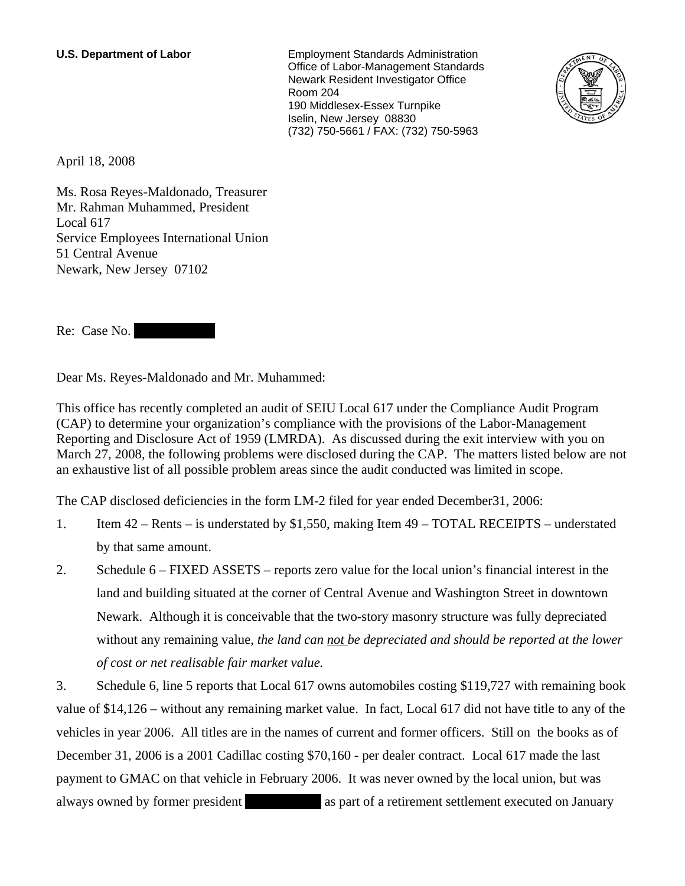**U.S. Department of Labor**

Employment Standards Administration
Office of Labor-Management Standards
Newark Resident Investigator Office
Room 204
190 Middlesex-Essex Turnpike
Iselin, New Jersey 08830
(732) 750-5661 / FAX: (732) 750-5963

April 18, 2008

Ms. Rosa Reyes-Maldonado, Treasurer
Mr. Rahman Muhammed, President
Local 617
Service Employees International Union
51 Central Avenue
Newark, New Jersey 07102

Re: Case No. [REDACTED]

Dear Ms. Reyes-Maldonado and Mr. Muhammed:

This office has recently completed an audit of SEIU Local 617 under the Compliance Audit Program (CAP) to determine your organization's compliance with the provisions of the Labor-Management Reporting and Disclosure Act of 1959 (LMRDA). As discussed during the exit interview with you on March 27, 2008, the following problems were disclosed during the CAP. The matters listed below are not an exhaustive list of all possible problem areas since the audit conducted was limited in scope.

The CAP disclosed deficiencies in the form LM-2 filed for year ended December31, 2006:

1. Item 42 – Rents – is understated by $1,550, making Item 49 – TOTAL RECEIPTS – understated by that same amount.

2. Schedule 6 – FIXED ASSETS – reports zero value for the local union's financial interest in the land and building situated at the corner of Central Avenue and Washington Street in downtown Newark. Although it is conceivable that the two-story masonry structure was fully depreciated without any remaining value, *the land can not be depreciated and should be reported at the lower of cost or net realisable fair market value.*

3. Schedule 6, line 5 reports that Local 617 owns automobiles costing $119,727 with remaining book value of $14,126 – without any remaining market value. In fact, Local 617 did not have title to any of the vehicles in year 2006. All titles are in the names of current and former officers. Still on the books as of December 31, 2006 is a 2001 Cadillac costing $70,160 - per dealer contract. Local 617 made the last payment to GMAC on that vehicle in February 2006. It was never owned by the local union, but was always owned by former president [REDACTED] as part of a retirement settlement executed on January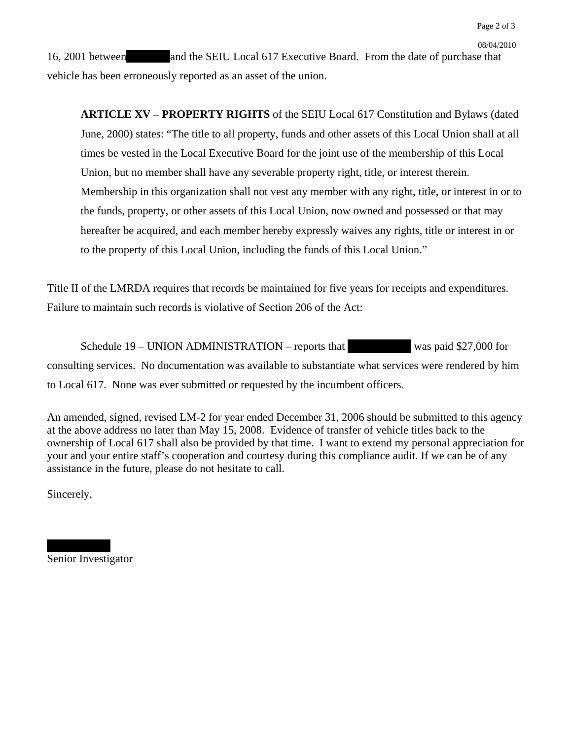16, 2001 between [REDACTED] and the SEIU Local 617 Executive Board. From the date of purchase that vehicle has been erroneously reported as an asset of the union.

> **ARTICLE XV – PROPERTY RIGHTS** of the SEIU Local 617 Constitution and Bylaws (dated June, 2000) states: "The title to all property, funds and other assets of this Local Union shall at all times be vested in the Local Executive Board for the joint use of the membership of this Local Union, but no member shall have any severable property right, title, or interest therein. Membership in this organization shall not vest any member with any right, title, or interest in or to the funds, property, or other assets of this Local Union, now owned and possessed or that may hereafter be acquired, and each member hereby expressly waives any rights, title or interest in or to the property of this Local Union, including the funds of this Local Union."

Title II of the LMRDA requires that records be maintained for five years for receipts and expenditures. Failure to maintain such records is violative of Section 206 of the Act:

Schedule 19 – UNION ADMINISTRATION – reports that [REDACTED] was paid $27,000 for consulting services. No documentation was available to substantiate what services were rendered by him to Local 617. None was ever submitted or requested by the incumbent officers.

An amended, signed, revised LM-2 for year ended December 31, 2006 should be submitted to this agency at the above address no later than May 15, 2008. Evidence of transfer of vehicle titles back to the ownership of Local 617 shall also be provided by that time. I want to extend my personal appreciation for your and your entire staff's cooperation and courtesy during this compliance audit. If we can be of any assistance in the future, please do not hesitate to call.

Sincerely,

[REDACTED]
Senior Investigator